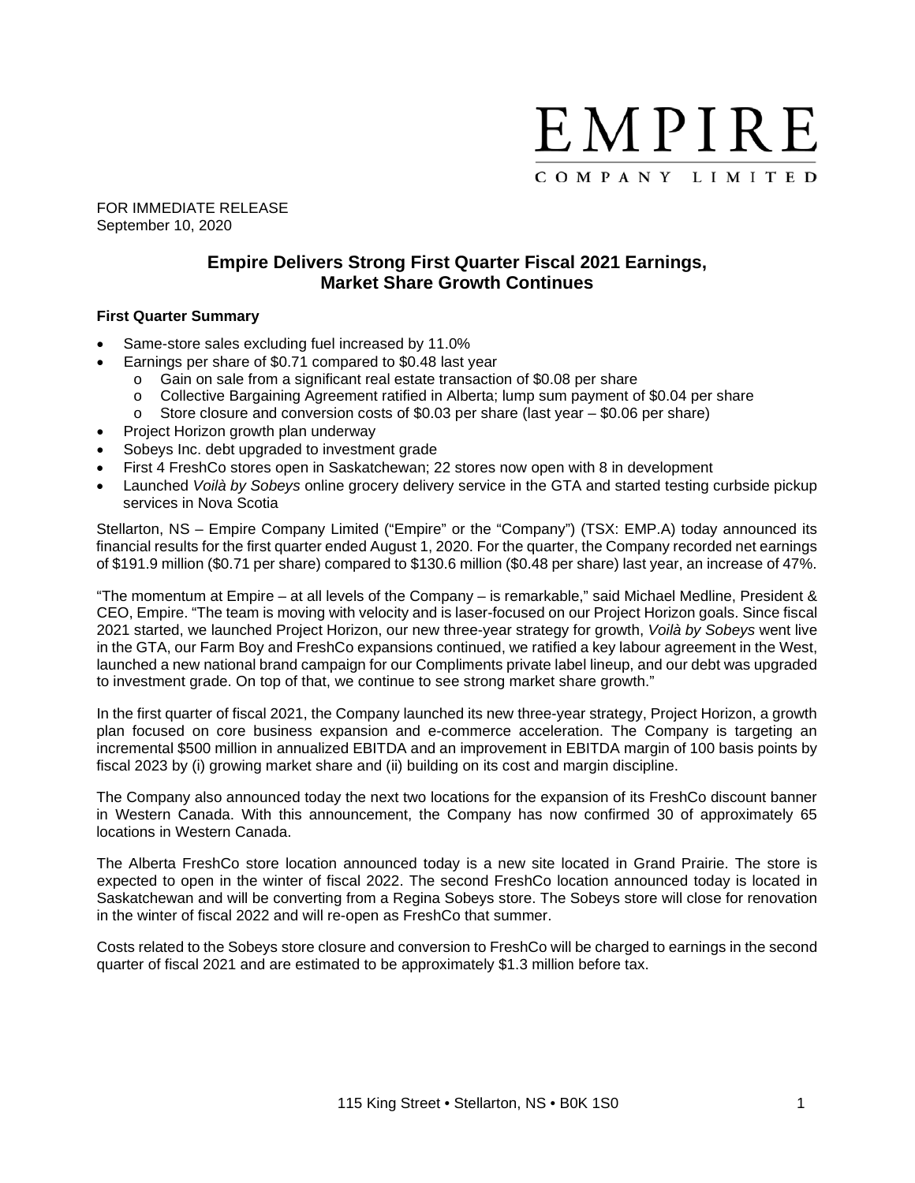EMPIRE
COMPANY LIMITED

FOR IMMEDIATE RELEASE
September 10, 2020

# Empire Delivers Strong First Quarter Fiscal 2021 Earnings, Market Share Growth Continues

**First Quarter Summary**

- Same-store sales excluding fuel increased by 11.0%
- Earnings per share of $0.71 compared to $0.48 last year
  - Gain on sale from a significant real estate transaction of $0.08 per share
  - Collective Bargaining Agreement ratified in Alberta; lump sum payment of $0.04 per share
  - Store closure and conversion costs of $0.03 per share (last year – $0.06 per share)
- Project Horizon growth plan underway
- Sobeys Inc. debt upgraded to investment grade
- First 4 FreshCo stores open in Saskatchewan; 22 stores now open with 8 in development
- Launched *Voilà by Sobeys* online grocery delivery service in the GTA and started testing curbside pickup services in Nova Scotia

Stellarton, NS – Empire Company Limited ("Empire" or the "Company") (TSX: EMP.A) today announced its financial results for the first quarter ended August 1, 2020. For the quarter, the Company recorded net earnings of $191.9 million ($0.71 per share) compared to $130.6 million ($0.48 per share) last year, an increase of 47%.

"The momentum at Empire – at all levels of the Company – is remarkable," said Michael Medline, President & CEO, Empire. "The team is moving with velocity and is laser-focused on our Project Horizon goals. Since fiscal 2021 started, we launched Project Horizon, our new three-year strategy for growth, *Voilà by Sobeys* went live in the GTA, our Farm Boy and FreshCo expansions continued, we ratified a key labour agreement in the West, launched a new national brand campaign for our Compliments private label lineup, and our debt was upgraded to investment grade. On top of that, we continue to see strong market share growth."

In the first quarter of fiscal 2021, the Company launched its new three-year strategy, Project Horizon, a growth plan focused on core business expansion and e-commerce acceleration. The Company is targeting an incremental $500 million in annualized EBITDA and an improvement in EBITDA margin of 100 basis points by fiscal 2023 by (i) growing market share and (ii) building on its cost and margin discipline.

The Company also announced today the next two locations for the expansion of its FreshCo discount banner in Western Canada. With this announcement, the Company has now confirmed 30 of approximately 65 locations in Western Canada.

The Alberta FreshCo store location announced today is a new site located in Grand Prairie. The store is expected to open in the winter of fiscal 2022. The second FreshCo location announced today is located in Saskatchewan and will be converting from a Regina Sobeys store. The Sobeys store will close for renovation in the winter of fiscal 2022 and will re-open as FreshCo that summer.

Costs related to the Sobeys store closure and conversion to FreshCo will be charged to earnings in the second quarter of fiscal 2021 and are estimated to be approximately $1.3 million before tax.

115 King Street • Stellarton, NS • B0K 1S0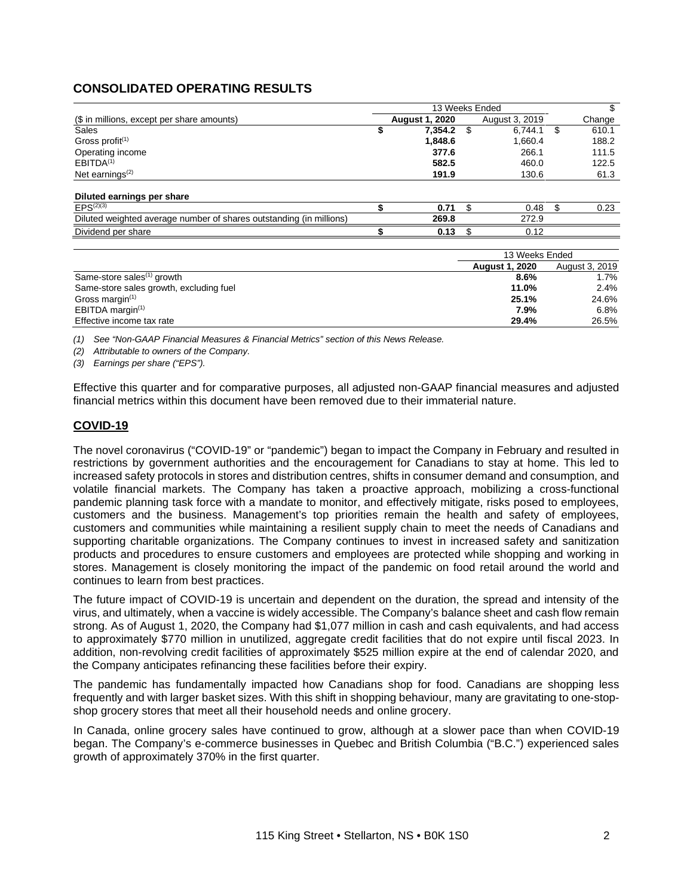## CONSOLIDATED OPERATING RESULTS

| ($ in millions, except per share amounts) | 13 Weeks Ended August 1, 2020 | 13 Weeks Ended August 3, 2019 | $ Change |
|---|---|---|---|
| Sales | **$ 7,354.2** | $ 6,744.1 | $ 610.1 |
| Gross profit[1] | **1,848.6** | 1,660.4 | 188.2 |
| Operating income | **377.6** | 266.1 | 111.5 |
| EBITDA[1] | **582.5** | 460.0 | 122.5 |
| Net earnings[2] | **191.9** | 130.6 | 61.3 |
| **Diluted earnings per share** | | | |
| EPS[2][3] | **$ 0.71** | $ 0.48 | $ 0.23 |
| Diluted weighted average number of shares outstanding (in millions) | **269.8** | 272.9 | |
| Dividend per share | **$ 0.13** | $ 0.12 | |

| | 13 Weeks Ended August 1, 2020 | 13 Weeks Ended August 3, 2019 |
|---|---|---|
| Same-store sales[1] growth | **8.6%** | 1.7% |
| Same-store sales growth, excluding fuel | **11.0%** | 2.4% |
| Gross margin[1] | **25.1%** | 24.6% |
| EBITDA margin[1] | **7.9%** | 6.8% |
| Effective income tax rate | **29.4%** | 26.5% |

*(1) See "Non-GAAP Financial Measures & Financial Metrics" section of this News Release.*

*(2) Attributable to owners of the Company.*

*(3) Earnings per share ("EPS").*

Effective this quarter and for comparative purposes, all adjusted non-GAAP financial measures and adjusted financial metrics within this document have been removed due to their immaterial nature.

## COVID-19

The novel coronavirus ("COVID-19" or "pandemic") began to impact the Company in February and resulted in restrictions by government authorities and the encouragement for Canadians to stay at home. This led to increased safety protocols in stores and distribution centres, shifts in consumer demand and consumption, and volatile financial markets. The Company has taken a proactive approach, mobilizing a cross-functional pandemic planning task force with a mandate to monitor, and effectively mitigate, risks posed to employees, customers and the business. Management's top priorities remain the health and safety of employees, customers and communities while maintaining a resilient supply chain to meet the needs of Canadians and supporting charitable organizations. The Company continues to invest in increased safety and sanitization products and procedures to ensure customers and employees are protected while shopping and working in stores. Management is closely monitoring the impact of the pandemic on food retail around the world and continues to learn from best practices.

The future impact of COVID-19 is uncertain and dependent on the duration, the spread and intensity of the virus, and ultimately, when a vaccine is widely accessible. The Company's balance sheet and cash flow remain strong. As of August 1, 2020, the Company had $1,077 million in cash and cash equivalents, and had access to approximately $770 million in unutilized, aggregate credit facilities that do not expire until fiscal 2023. In addition, non-revolving credit facilities of approximately $525 million expire at the end of calendar 2020, and the Company anticipates refinancing these facilities before their expiry.

The pandemic has fundamentally impacted how Canadians shop for food. Canadians are shopping less frequently and with larger basket sizes. With this shift in shopping behaviour, many are gravitating to one-stop-shop grocery stores that meet all their household needs and online grocery.

In Canada, online grocery sales have continued to grow, although at a slower pace than when COVID-19 began. The Company's e-commerce businesses in Quebec and British Columbia ("B.C.") experienced sales growth of approximately 370% in the first quarter.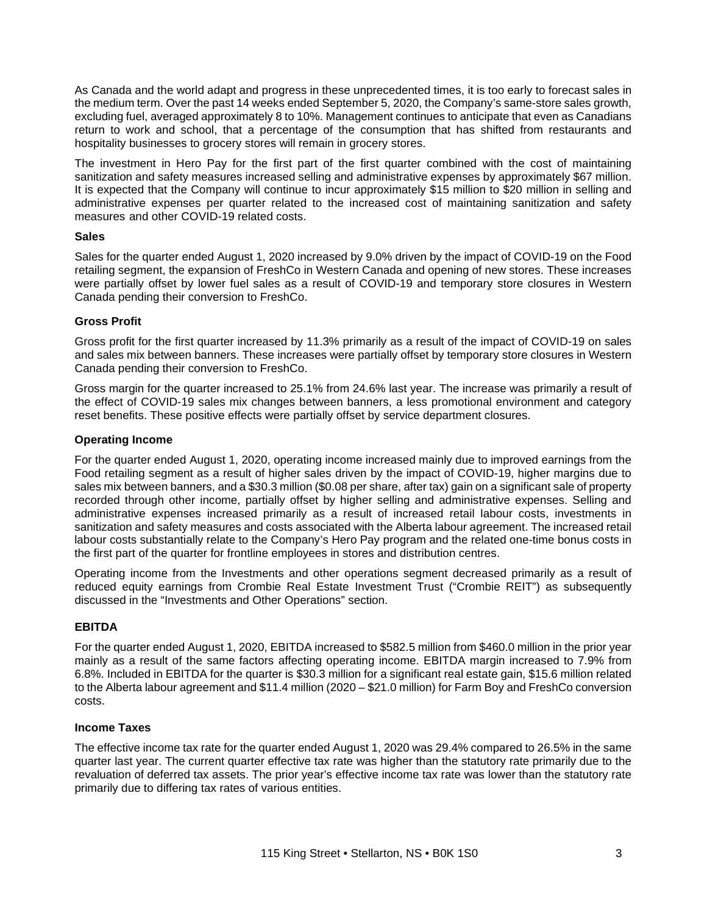As Canada and the world adapt and progress in these unprecedented times, it is too early to forecast sales in the medium term. Over the past 14 weeks ended September 5, 2020, the Company's same-store sales growth, excluding fuel, averaged approximately 8 to 10%. Management continues to anticipate that even as Canadians return to work and school, that a percentage of the consumption that has shifted from restaurants and hospitality businesses to grocery stores will remain in grocery stores.

The investment in Hero Pay for the first part of the first quarter combined with the cost of maintaining sanitization and safety measures increased selling and administrative expenses by approximately $67 million. It is expected that the Company will continue to incur approximately $15 million to $20 million in selling and administrative expenses per quarter related to the increased cost of maintaining sanitization and safety measures and other COVID-19 related costs.

### Sales

Sales for the quarter ended August 1, 2020 increased by 9.0% driven by the impact of COVID-19 on the Food retailing segment, the expansion of FreshCo in Western Canada and opening of new stores. These increases were partially offset by lower fuel sales as a result of COVID-19 and temporary store closures in Western Canada pending their conversion to FreshCo.

### Gross Profit

Gross profit for the first quarter increased by 11.3% primarily as a result of the impact of COVID-19 on sales and sales mix between banners. These increases were partially offset by temporary store closures in Western Canada pending their conversion to FreshCo.

Gross margin for the quarter increased to 25.1% from 24.6% last year. The increase was primarily a result of the effect of COVID-19 sales mix changes between banners, a less promotional environment and category reset benefits. These positive effects were partially offset by service department closures.

### Operating Income

For the quarter ended August 1, 2020, operating income increased mainly due to improved earnings from the Food retailing segment as a result of higher sales driven by the impact of COVID-19, higher margins due to sales mix between banners, and a $30.3 million ($0.08 per share, after tax) gain on a significant sale of property recorded through other income, partially offset by higher selling and administrative expenses. Selling and administrative expenses increased primarily as a result of increased retail labour costs, investments in sanitization and safety measures and costs associated with the Alberta labour agreement. The increased retail labour costs substantially relate to the Company's Hero Pay program and the related one-time bonus costs in the first part of the quarter for frontline employees in stores and distribution centres.

Operating income from the Investments and other operations segment decreased primarily as a result of reduced equity earnings from Crombie Real Estate Investment Trust ("Crombie REIT") as subsequently discussed in the "Investments and Other Operations" section.

### EBITDA

For the quarter ended August 1, 2020, EBITDA increased to $582.5 million from $460.0 million in the prior year mainly as a result of the same factors affecting operating income. EBITDA margin increased to 7.9% from 6.8%. Included in EBITDA for the quarter is $30.3 million for a significant real estate gain, $15.6 million related to the Alberta labour agreement and $11.4 million (2020 – $21.0 million) for Farm Boy and FreshCo conversion costs.

### Income Taxes

The effective income tax rate for the quarter ended August 1, 2020 was 29.4% compared to 26.5% in the same quarter last year. The current quarter effective tax rate was higher than the statutory rate primarily due to the revaluation of deferred tax assets. The prior year's effective income tax rate was lower than the statutory rate primarily due to differing tax rates of various entities.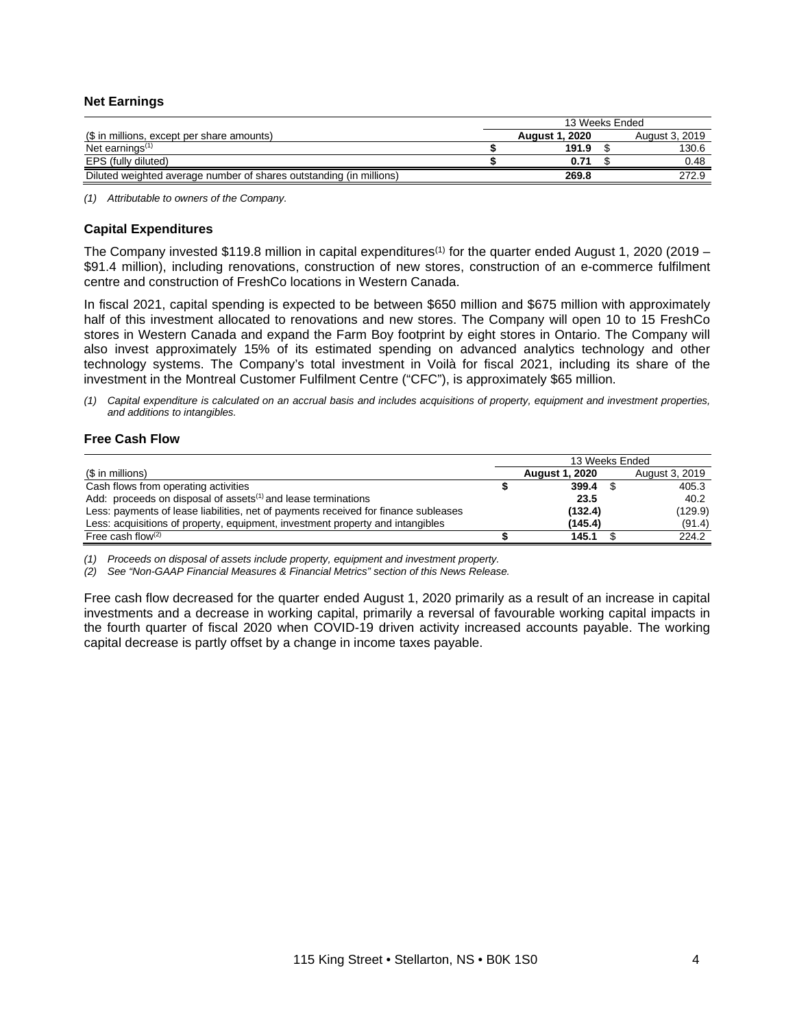## Net Earnings

| ($ in millions, except per share amounts) | 13 Weeks Ended | |
|---|---|---|
| | **August 1, 2020** | August 3, 2019 |
| Net earnings[(1)] | **$ 191.9** | $ 130.6 |
| EPS (fully diluted) | **$ 0.71** | $ 0.48 |
| Diluted weighted average number of shares outstanding (in millions) | **269.8** | 272.9 |

*(1) Attributable to owners of the Company.*

## Capital Expenditures

The Company invested $119.8 million in capital expenditures[(1)] for the quarter ended August 1, 2020 (2019 – $91.4 million), including renovations, construction of new stores, construction of an e-commerce fulfilment centre and construction of FreshCo locations in Western Canada.

In fiscal 2021, capital spending is expected to be between $650 million and $675 million with approximately half of this investment allocated to renovations and new stores. The Company will open 10 to 15 FreshCo stores in Western Canada and expand the Farm Boy footprint by eight stores in Ontario. The Company will also invest approximately 15% of its estimated spending on advanced analytics technology and other technology systems. The Company's total investment in Voilà for fiscal 2021, including its share of the investment in the Montreal Customer Fulfilment Centre ("CFC"), is approximately $65 million.

*(1) Capital expenditure is calculated on an accrual basis and includes acquisitions of property, equipment and investment properties, and additions to intangibles.*

## Free Cash Flow

| ($ in millions) | 13 Weeks Ended | |
|---|---|---|
| | **August 1, 2020** | August 3, 2019 |
| Cash flows from operating activities | **$ 399.4** | $ 405.3 |
| Add: proceeds on disposal of assets[(1)] and lease terminations | **23.5** | 40.2 |
| Less: payments of lease liabilities, net of payments received for finance subleases | **(132.4)** | (129.9) |
| Less: acquisitions of property, equipment, investment property and intangibles | **(145.4)** | (91.4) |
| Free cash flow[(2)] | **$ 145.1** | $ 224.2 |

*(1) Proceeds on disposal of assets include property, equipment and investment property.*
*(2) See "Non-GAAP Financial Measures & Financial Metrics" section of this News Release.*

Free cash flow decreased for the quarter ended August 1, 2020 primarily as a result of an increase in capital investments and a decrease in working capital, primarily a reversal of favourable working capital impacts in the fourth quarter of fiscal 2020 when COVID-19 driven activity increased accounts payable. The working capital decrease is partly offset by a change in income taxes payable.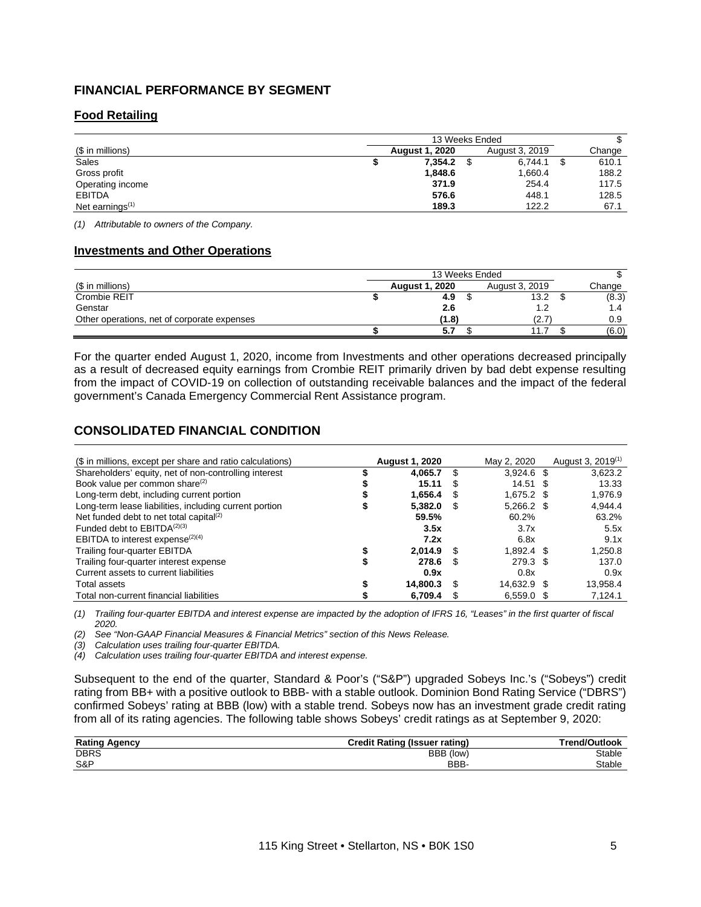## FINANCIAL PERFORMANCE BY SEGMENT

### Food Retailing

| ($ in millions) | 13 Weeks Ended August 1, 2020 | 13 Weeks Ended August 3, 2019 | $ Change |
|---|---|---|---|
| Sales | $ **7,354.2** | $ 6,744.1 | $ 610.1 |
| Gross profit | **1,848.6** | 1,660.4 | 188.2 |
| Operating income | **371.9** | 254.4 | 117.5 |
| EBITDA | **576.6** | 448.1 | 128.5 |
| Net earnings[(1)] | **189.3** | 122.2 | 67.1 |

*(1) Attributable to owners of the Company.*

### Investments and Other Operations

| ($ in millions) | 13 Weeks Ended August 1, 2020 | 13 Weeks Ended August 3, 2019 | $ Change |
|---|---|---|---|
| Crombie REIT | $ **4.9** | $ 13.2 | $ (8.3) |
| Genstar | **2.6** | 1.2 | 1.4 |
| Other operations, net of corporate expenses | **(1.8)** | (2.7) | 0.9 |
| | $ **5.7** | $ 11.7 | $ (6.0) |

For the quarter ended August 1, 2020, income from Investments and other operations decreased principally as a result of decreased equity earnings from Crombie REIT primarily driven by bad debt expense resulting from the impact of COVID-19 on collection of outstanding receivable balances and the impact of the federal government's Canada Emergency Commercial Rent Assistance program.

## CONSOLIDATED FINANCIAL CONDITION

| ($ in millions, except per share and ratio calculations) | August 1, 2020 | May 2, 2020 | August 3, 2019[(1)] |
|---|---|---|---|
| Shareholders' equity, net of non-controlling interest | $ **4,065.7** | $ 3,924.6 | $ 3,623.2 |
| Book value per common share[(2)] | $ **15.11** | $ 14.51 | $ 13.33 |
| Long-term debt, including current portion | $ **1,656.4** | $ 1,675.2 | $ 1,976.9 |
| Long-term lease liabilities, including current portion | $ **5,382.0** | $ 5,266.2 | $ 4,944.4 |
| Net funded debt to net total capital[(2)] | **59.5%** | 60.2% | 63.2% |
| Funded debt to EBITDA[(2)(3)] | **3.5x** | 3.7x | 5.5x |
| EBITDA to interest expense[(2)(4)] | **7.2x** | 6.8x | 9.1x |
| Trailing four-quarter EBITDA | $ **2,014.9** | $ 1,892.4 | $ 1,250.8 |
| Trailing four-quarter interest expense | $ **278.6** | $ 279.3 | $ 137.0 |
| Current assets to current liabilities | **0.9x** | 0.8x | 0.9x |
| Total assets | $ **14,800.3** | $ 14,632.9 | $ 13,958.4 |
| Total non-current financial liabilities | $ **6,709.4** | $ 6,559.0 | $ 7,124.1 |

*(1) Trailing four-quarter EBITDA and interest expense are impacted by the adoption of IFRS 16, "Leases" in the first quarter of fiscal 2020.*
*(2) See "Non-GAAP Financial Measures & Financial Metrics" section of this News Release.*
*(3) Calculation uses trailing four-quarter EBITDA.*
*(4) Calculation uses trailing four-quarter EBITDA and interest expense.*

Subsequent to the end of the quarter, Standard & Poor's ("S&P") upgraded Sobeys Inc.'s ("Sobeys") credit rating from BB+ with a positive outlook to BBB- with a stable outlook. Dominion Bond Rating Service ("DBRS") confirmed Sobeys' rating at BBB (low) with a stable trend. Sobeys now has an investment grade credit rating from all of its rating agencies. The following table shows Sobeys' credit ratings as at September 9, 2020:

| Rating Agency | Credit Rating (Issuer rating) | Trend/Outlook |
|---|---|---|
| DBRS | BBB (low) | Stable |
| S&P | BBB- | Stable |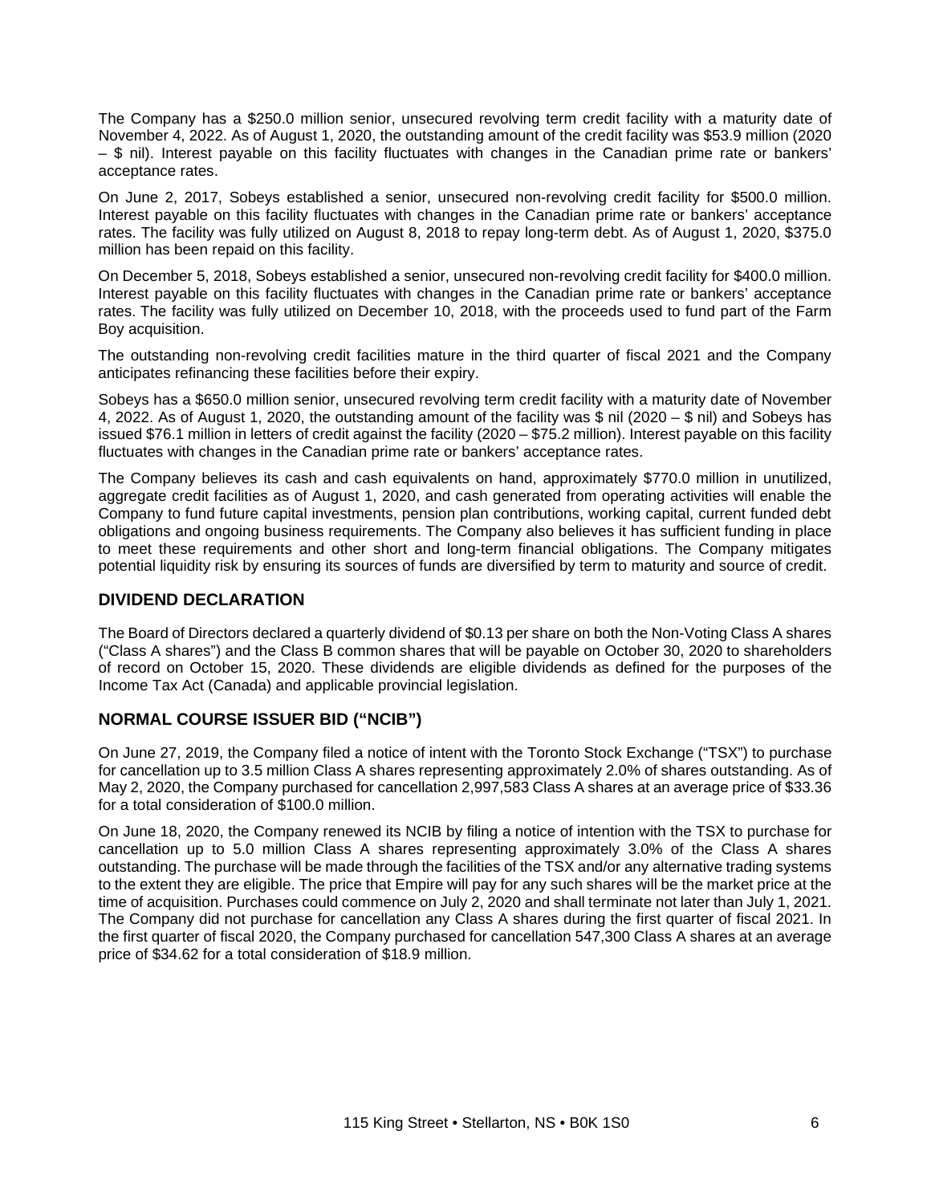The Company has a $250.0 million senior, unsecured revolving term credit facility with a maturity date of November 4, 2022. As of August 1, 2020, the outstanding amount of the credit facility was $53.9 million (2020 – $ nil). Interest payable on this facility fluctuates with changes in the Canadian prime rate or bankers' acceptance rates.

On June 2, 2017, Sobeys established a senior, unsecured non-revolving credit facility for $500.0 million. Interest payable on this facility fluctuates with changes in the Canadian prime rate or bankers' acceptance rates. The facility was fully utilized on August 8, 2018 to repay long-term debt. As of August 1, 2020, $375.0 million has been repaid on this facility.

On December 5, 2018, Sobeys established a senior, unsecured non-revolving credit facility for $400.0 million. Interest payable on this facility fluctuates with changes in the Canadian prime rate or bankers' acceptance rates. The facility was fully utilized on December 10, 2018, with the proceeds used to fund part of the Farm Boy acquisition.

The outstanding non-revolving credit facilities mature in the third quarter of fiscal 2021 and the Company anticipates refinancing these facilities before their expiry.

Sobeys has a $650.0 million senior, unsecured revolving term credit facility with a maturity date of November 4, 2022. As of August 1, 2020, the outstanding amount of the facility was $ nil (2020 – $ nil) and Sobeys has issued $76.1 million in letters of credit against the facility (2020 – $75.2 million). Interest payable on this facility fluctuates with changes in the Canadian prime rate or bankers' acceptance rates.

The Company believes its cash and cash equivalents on hand, approximately $770.0 million in unutilized, aggregate credit facilities as of August 1, 2020, and cash generated from operating activities will enable the Company to fund future capital investments, pension plan contributions, working capital, current funded debt obligations and ongoing business requirements. The Company also believes it has sufficient funding in place to meet these requirements and other short and long-term financial obligations. The Company mitigates potential liquidity risk by ensuring its sources of funds are diversified by term to maturity and source of credit.

## DIVIDEND DECLARATION

The Board of Directors declared a quarterly dividend of $0.13 per share on both the Non-Voting Class A shares ("Class A shares") and the Class B common shares that will be payable on October 30, 2020 to shareholders of record on October 15, 2020. These dividends are eligible dividends as defined for the purposes of the Income Tax Act (Canada) and applicable provincial legislation.

## NORMAL COURSE ISSUER BID ("NCIB")

On June 27, 2019, the Company filed a notice of intent with the Toronto Stock Exchange ("TSX") to purchase for cancellation up to 3.5 million Class A shares representing approximately 2.0% of shares outstanding. As of May 2, 2020, the Company purchased for cancellation 2,997,583 Class A shares at an average price of $33.36 for a total consideration of $100.0 million.

On June 18, 2020, the Company renewed its NCIB by filing a notice of intention with the TSX to purchase for cancellation up to 5.0 million Class A shares representing approximately 3.0% of the Class A shares outstanding. The purchase will be made through the facilities of the TSX and/or any alternative trading systems to the extent they are eligible. The price that Empire will pay for any such shares will be the market price at the time of acquisition. Purchases could commence on July 2, 2020 and shall terminate not later than July 1, 2021. The Company did not purchase for cancellation any Class A shares during the first quarter of fiscal 2021. In the first quarter of fiscal 2020, the Company purchased for cancellation 547,300 Class A shares at an average price of $34.62 for a total consideration of $18.9 million.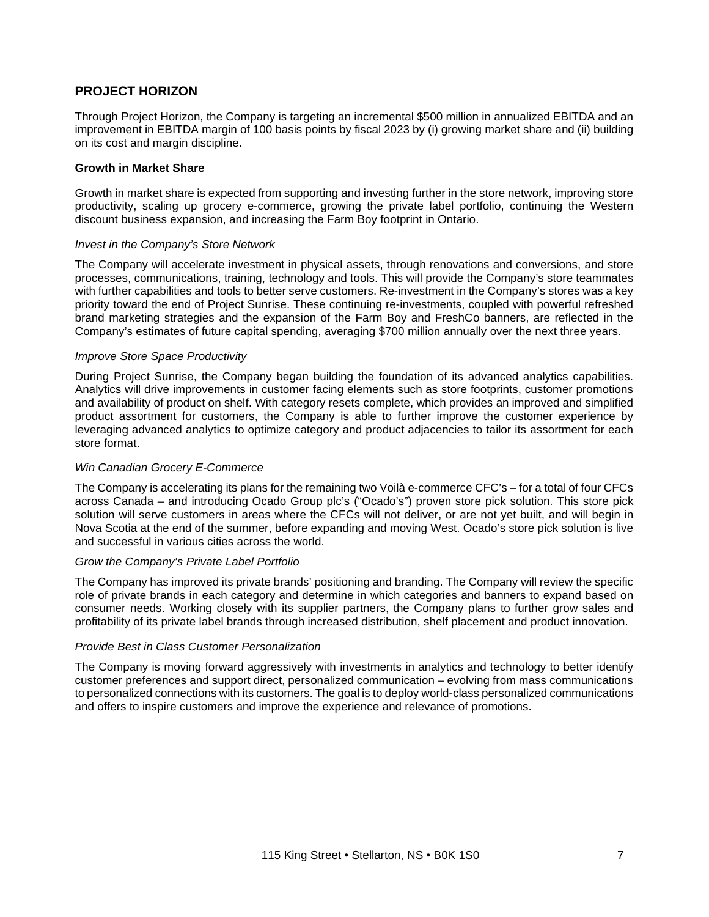## PROJECT HORIZON

Through Project Horizon, the Company is targeting an incremental $500 million in annualized EBITDA and an improvement in EBITDA margin of 100 basis points by fiscal 2023 by (i) growing market share and (ii) building on its cost and margin discipline.

### Growth in Market Share

Growth in market share is expected from supporting and investing further in the store network, improving store productivity, scaling up grocery e-commerce, growing the private label portfolio, continuing the Western discount business expansion, and increasing the Farm Boy footprint in Ontario.

*Invest in the Company's Store Network*

The Company will accelerate investment in physical assets, through renovations and conversions, and store processes, communications, training, technology and tools. This will provide the Company's store teammates with further capabilities and tools to better serve customers. Re-investment in the Company's stores was a key priority toward the end of Project Sunrise. These continuing re-investments, coupled with powerful refreshed brand marketing strategies and the expansion of the Farm Boy and FreshCo banners, are reflected in the Company's estimates of future capital spending, averaging $700 million annually over the next three years.

*Improve Store Space Productivity*

During Project Sunrise, the Company began building the foundation of its advanced analytics capabilities. Analytics will drive improvements in customer facing elements such as store footprints, customer promotions and availability of product on shelf. With category resets complete, which provides an improved and simplified product assortment for customers, the Company is able to further improve the customer experience by leveraging advanced analytics to optimize category and product adjacencies to tailor its assortment for each store format.

*Win Canadian Grocery E-Commerce*

The Company is accelerating its plans for the remaining two Voilà e-commerce CFC's – for a total of four CFCs across Canada – and introducing Ocado Group plc's ("Ocado's") proven store pick solution. This store pick solution will serve customers in areas where the CFCs will not deliver, or are not yet built, and will begin in Nova Scotia at the end of the summer, before expanding and moving West. Ocado's store pick solution is live and successful in various cities across the world.

*Grow the Company's Private Label Portfolio*

The Company has improved its private brands' positioning and branding. The Company will review the specific role of private brands in each category and determine in which categories and banners to expand based on consumer needs. Working closely with its supplier partners, the Company plans to further grow sales and profitability of its private label brands through increased distribution, shelf placement and product innovation.

*Provide Best in Class Customer Personalization*

The Company is moving forward aggressively with investments in analytics and technology to better identify customer preferences and support direct, personalized communication – evolving from mass communications to personalized connections with its customers. The goal is to deploy world-class personalized communications and offers to inspire customers and improve the experience and relevance of promotions.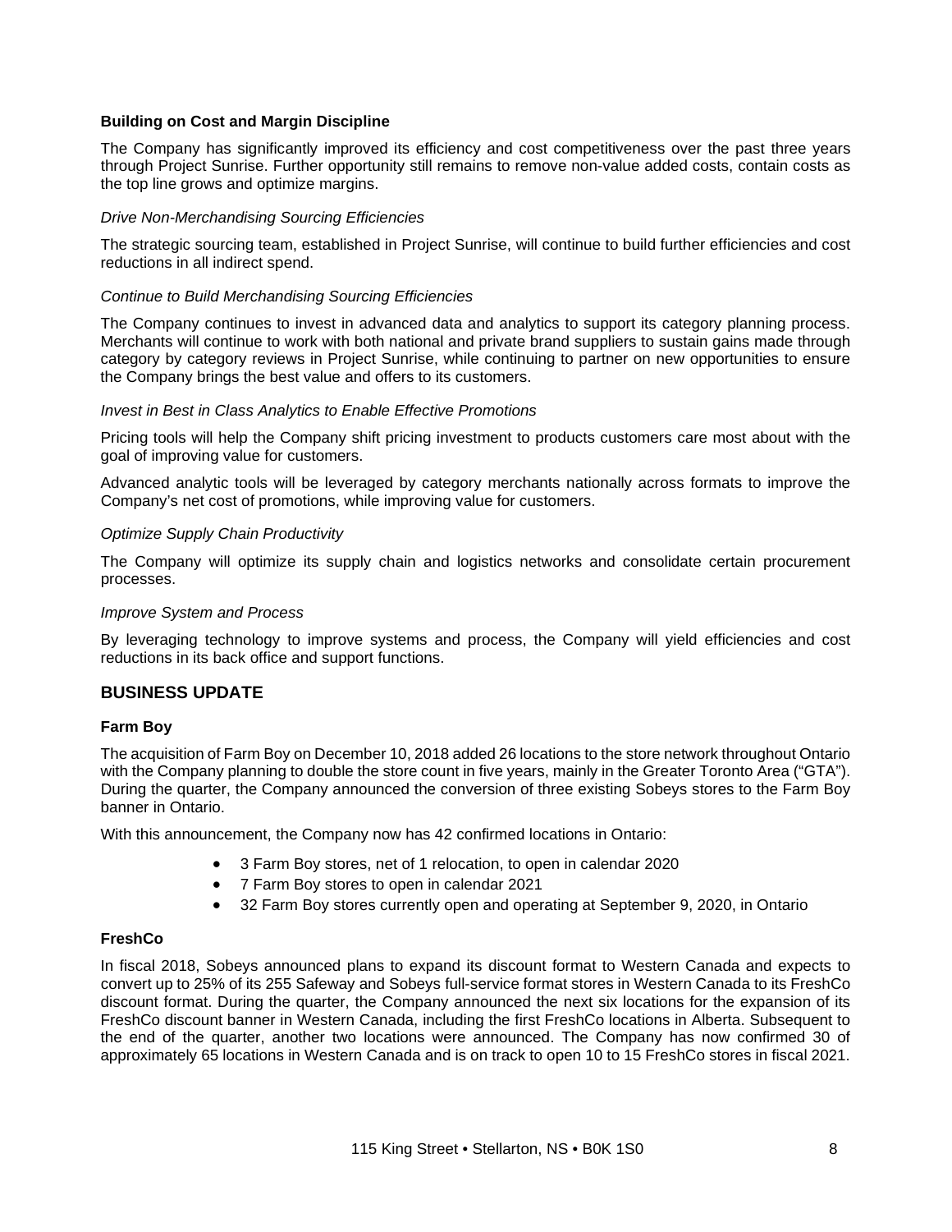**Building on Cost and Margin Discipline**

The Company has significantly improved its efficiency and cost competitiveness over the past three years through Project Sunrise. Further opportunity still remains to remove non-value added costs, contain costs as the top line grows and optimize margins.

*Drive Non-Merchandising Sourcing Efficiencies*

The strategic sourcing team, established in Project Sunrise, will continue to build further efficiencies and cost reductions in all indirect spend.

*Continue to Build Merchandising Sourcing Efficiencies*

The Company continues to invest in advanced data and analytics to support its category planning process. Merchants will continue to work with both national and private brand suppliers to sustain gains made through category by category reviews in Project Sunrise, while continuing to partner on new opportunities to ensure the Company brings the best value and offers to its customers.

*Invest in Best in Class Analytics to Enable Effective Promotions*

Pricing tools will help the Company shift pricing investment to products customers care most about with the goal of improving value for customers.

Advanced analytic tools will be leveraged by category merchants nationally across formats to improve the Company's net cost of promotions, while improving value for customers.

*Optimize Supply Chain Productivity*

The Company will optimize its supply chain and logistics networks and consolidate certain procurement processes.

*Improve System and Process*

By leveraging technology to improve systems and process, the Company will yield efficiencies and cost reductions in its back office and support functions.

## BUSINESS UPDATE

**Farm Boy**

The acquisition of Farm Boy on December 10, 2018 added 26 locations to the store network throughout Ontario with the Company planning to double the store count in five years, mainly in the Greater Toronto Area ("GTA"). During the quarter, the Company announced the conversion of three existing Sobeys stores to the Farm Boy banner in Ontario.

With this announcement, the Company now has 42 confirmed locations in Ontario:

- 3 Farm Boy stores, net of 1 relocation, to open in calendar 2020
- 7 Farm Boy stores to open in calendar 2021
- 32 Farm Boy stores currently open and operating at September 9, 2020, in Ontario

**FreshCo**

In fiscal 2018, Sobeys announced plans to expand its discount format to Western Canada and expects to convert up to 25% of its 255 Safeway and Sobeys full-service format stores in Western Canada to its FreshCo discount format. During the quarter, the Company announced the next six locations for the expansion of its FreshCo discount banner in Western Canada, including the first FreshCo locations in Alberta. Subsequent to the end of the quarter, another two locations were announced. The Company has now confirmed 30 of approximately 65 locations in Western Canada and is on track to open 10 to 15 FreshCo stores in fiscal 2021.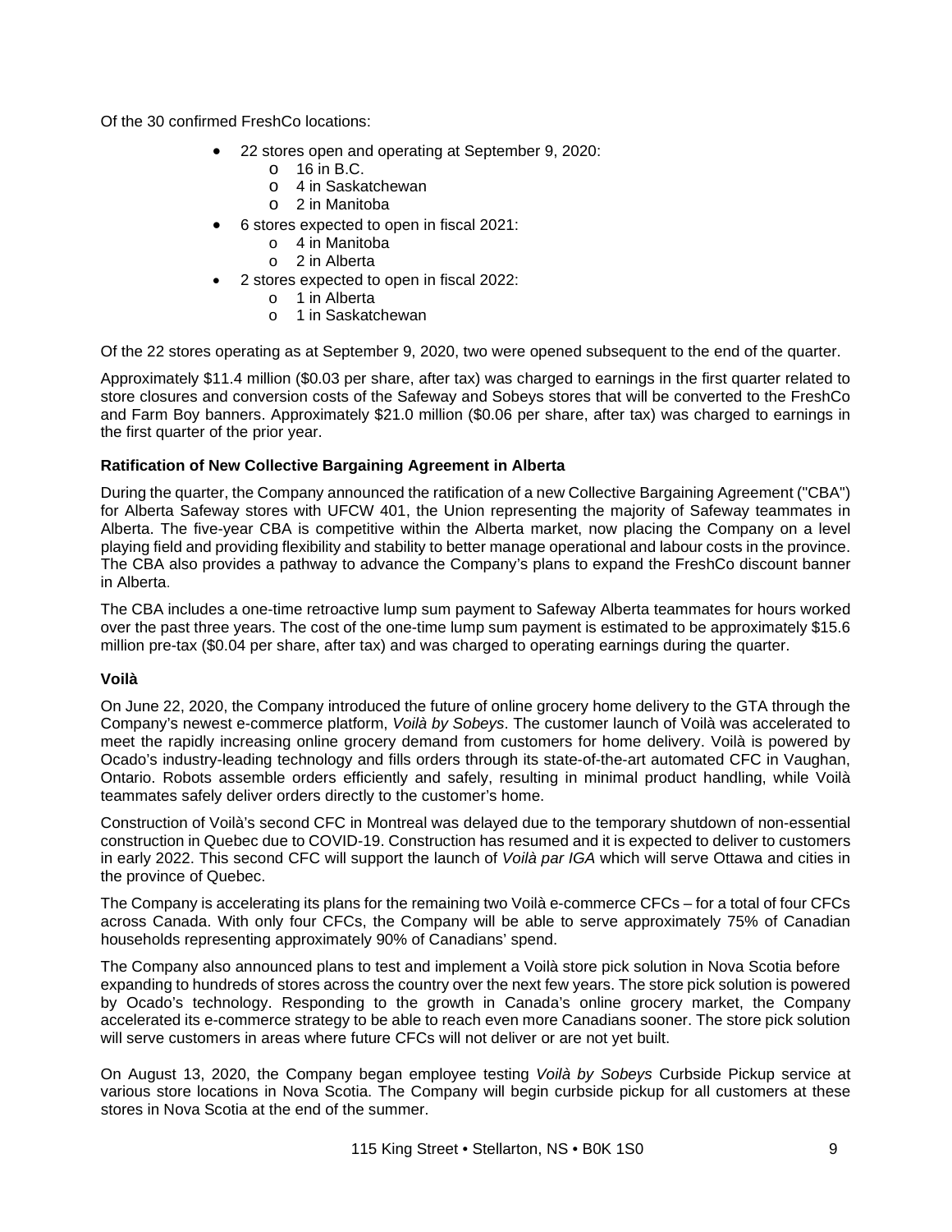Of the 30 confirmed FreshCo locations:

- 22 stores open and operating at September 9, 2020:
  - 16 in B.C.
  - 4 in Saskatchewan
  - 2 in Manitoba
- 6 stores expected to open in fiscal 2021:
  - 4 in Manitoba
  - 2 in Alberta
- 2 stores expected to open in fiscal 2022:
  - 1 in Alberta
  - 1 in Saskatchewan

Of the 22 stores operating as at September 9, 2020, two were opened subsequent to the end of the quarter.

Approximately $11.4 million ($0.03 per share, after tax) was charged to earnings in the first quarter related to store closures and conversion costs of the Safeway and Sobeys stores that will be converted to the FreshCo and Farm Boy banners. Approximately $21.0 million ($0.06 per share, after tax) was charged to earnings in the first quarter of the prior year.

**Ratification of New Collective Bargaining Agreement in Alberta**

During the quarter, the Company announced the ratification of a new Collective Bargaining Agreement ("CBA") for Alberta Safeway stores with UFCW 401, the Union representing the majority of Safeway teammates in Alberta. The five-year CBA is competitive within the Alberta market, now placing the Company on a level playing field and providing flexibility and stability to better manage operational and labour costs in the province. The CBA also provides a pathway to advance the Company's plans to expand the FreshCo discount banner in Alberta.

The CBA includes a one-time retroactive lump sum payment to Safeway Alberta teammates for hours worked over the past three years. The cost of the one-time lump sum payment is estimated to be approximately $15.6 million pre-tax ($0.04 per share, after tax) and was charged to operating earnings during the quarter.

**Voilà**

On June 22, 2020, the Company introduced the future of online grocery home delivery to the GTA through the Company's newest e-commerce platform, *Voilà by Sobeys*. The customer launch of Voilà was accelerated to meet the rapidly increasing online grocery demand from customers for home delivery. Voilà is powered by Ocado's industry-leading technology and fills orders through its state-of-the-art automated CFC in Vaughan, Ontario. Robots assemble orders efficiently and safely, resulting in minimal product handling, while Voilà teammates safely deliver orders directly to the customer's home.

Construction of Voilà's second CFC in Montreal was delayed due to the temporary shutdown of non-essential construction in Quebec due to COVID-19. Construction has resumed and it is expected to deliver to customers in early 2022. This second CFC will support the launch of *Voilà par IGA* which will serve Ottawa and cities in the province of Quebec.

The Company is accelerating its plans for the remaining two Voilà e-commerce CFCs – for a total of four CFCs across Canada. With only four CFCs, the Company will be able to serve approximately 75% of Canadian households representing approximately 90% of Canadians' spend.

The Company also announced plans to test and implement a Voilà store pick solution in Nova Scotia before expanding to hundreds of stores across the country over the next few years. The store pick solution is powered by Ocado's technology. Responding to the growth in Canada's online grocery market, the Company accelerated its e-commerce strategy to be able to reach even more Canadians sooner. The store pick solution will serve customers in areas where future CFCs will not deliver or are not yet built.

On August 13, 2020, the Company began employee testing *Voilà by Sobeys* Curbside Pickup service at various store locations in Nova Scotia. The Company will begin curbside pickup for all customers at these stores in Nova Scotia at the end of the summer.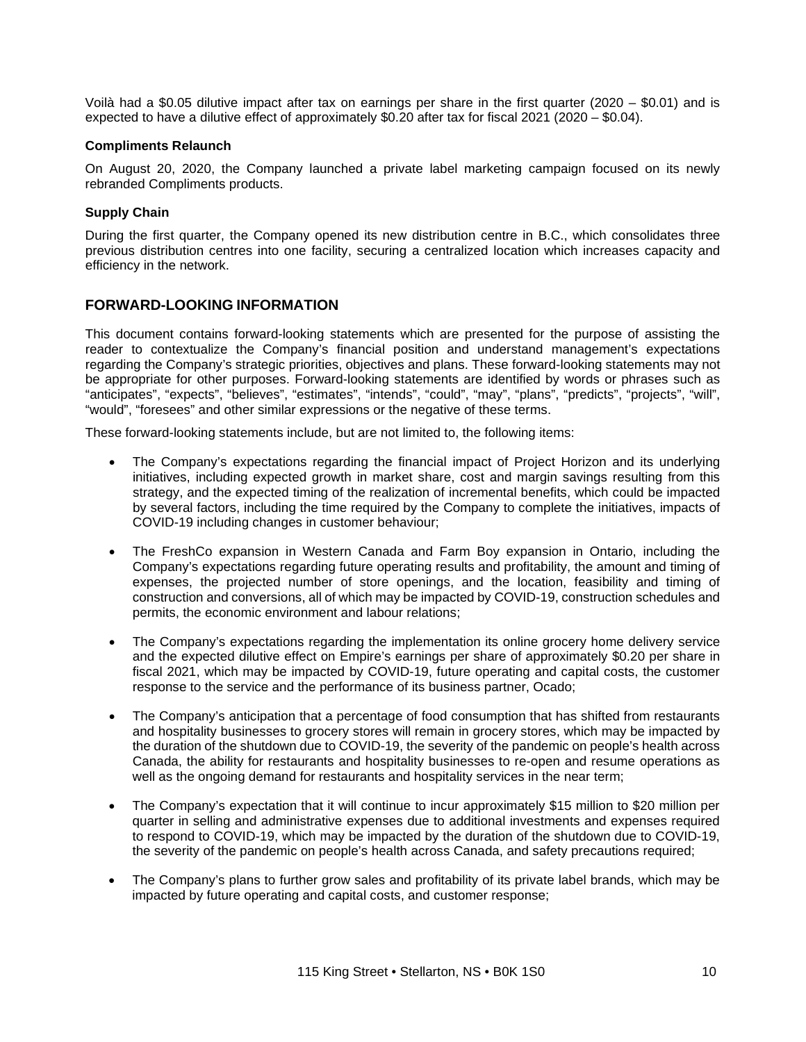Voilà had a $0.05 dilutive impact after tax on earnings per share in the first quarter (2020 – $0.01) and is expected to have a dilutive effect of approximately $0.20 after tax for fiscal 2021 (2020 – $0.04).

**Compliments Relaunch**

On August 20, 2020, the Company launched a private label marketing campaign focused on its newly rebranded Compliments products.

**Supply Chain**

During the first quarter, the Company opened its new distribution centre in B.C., which consolidates three previous distribution centres into one facility, securing a centralized location which increases capacity and efficiency in the network.

## FORWARD-LOOKING INFORMATION

This document contains forward-looking statements which are presented for the purpose of assisting the reader to contextualize the Company's financial position and understand management's expectations regarding the Company's strategic priorities, objectives and plans. These forward-looking statements may not be appropriate for other purposes. Forward-looking statements are identified by words or phrases such as "anticipates", "expects", "believes", "estimates", "intends", "could", "may", "plans", "predicts", "projects", "will", "would", "foresees" and other similar expressions or the negative of these terms.

These forward-looking statements include, but are not limited to, the following items:

- The Company's expectations regarding the financial impact of Project Horizon and its underlying initiatives, including expected growth in market share, cost and margin savings resulting from this strategy, and the expected timing of the realization of incremental benefits, which could be impacted by several factors, including the time required by the Company to complete the initiatives, impacts of COVID-19 including changes in customer behaviour;
- The FreshCo expansion in Western Canada and Farm Boy expansion in Ontario, including the Company's expectations regarding future operating results and profitability, the amount and timing of expenses, the projected number of store openings, and the location, feasibility and timing of construction and conversions, all of which may be impacted by COVID-19, construction schedules and permits, the economic environment and labour relations;
- The Company's expectations regarding the implementation its online grocery home delivery service and the expected dilutive effect on Empire's earnings per share of approximately $0.20 per share in fiscal 2021, which may be impacted by COVID-19, future operating and capital costs, the customer response to the service and the performance of its business partner, Ocado;
- The Company's anticipation that a percentage of food consumption that has shifted from restaurants and hospitality businesses to grocery stores will remain in grocery stores, which may be impacted by the duration of the shutdown due to COVID-19, the severity of the pandemic on people's health across Canada, the ability for restaurants and hospitality businesses to re-open and resume operations as well as the ongoing demand for restaurants and hospitality services in the near term;
- The Company's expectation that it will continue to incur approximately $15 million to $20 million per quarter in selling and administrative expenses due to additional investments and expenses required to respond to COVID-19, which may be impacted by the duration of the shutdown due to COVID-19, the severity of the pandemic on people's health across Canada, and safety precautions required;
- The Company's plans to further grow sales and profitability of its private label brands, which may be impacted by future operating and capital costs, and customer response;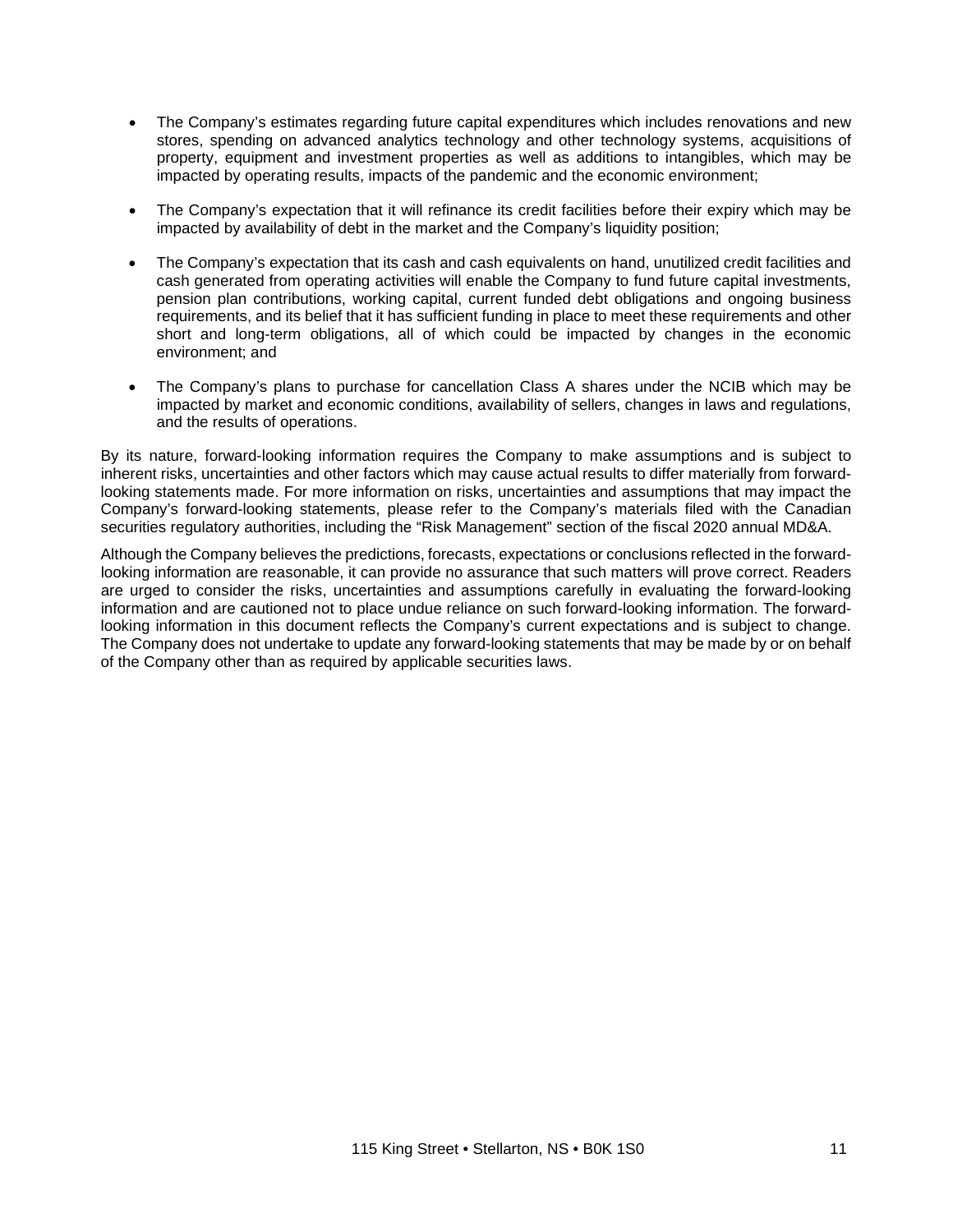- The Company's estimates regarding future capital expenditures which includes renovations and new stores, spending on advanced analytics technology and other technology systems, acquisitions of property, equipment and investment properties as well as additions to intangibles, which may be impacted by operating results, impacts of the pandemic and the economic environment;

- The Company's expectation that it will refinance its credit facilities before their expiry which may be impacted by availability of debt in the market and the Company's liquidity position;

- The Company's expectation that its cash and cash equivalents on hand, unutilized credit facilities and cash generated from operating activities will enable the Company to fund future capital investments, pension plan contributions, working capital, current funded debt obligations and ongoing business requirements, and its belief that it has sufficient funding in place to meet these requirements and other short and long-term obligations, all of which could be impacted by changes in the economic environment; and

- The Company's plans to purchase for cancellation Class A shares under the NCIB which may be impacted by market and economic conditions, availability of sellers, changes in laws and regulations, and the results of operations.

By its nature, forward-looking information requires the Company to make assumptions and is subject to inherent risks, uncertainties and other factors which may cause actual results to differ materially from forward-looking statements made. For more information on risks, uncertainties and assumptions that may impact the Company's forward-looking statements, please refer to the Company's materials filed with the Canadian securities regulatory authorities, including the "Risk Management" section of the fiscal 2020 annual MD&A.

Although the Company believes the predictions, forecasts, expectations or conclusions reflected in the forward-looking information are reasonable, it can provide no assurance that such matters will prove correct. Readers are urged to consider the risks, uncertainties and assumptions carefully in evaluating the forward-looking information and are cautioned not to place undue reliance on such forward-looking information. The forward-looking information in this document reflects the Company's current expectations and is subject to change. The Company does not undertake to update any forward-looking statements that may be made by or on behalf of the Company other than as required by applicable securities laws.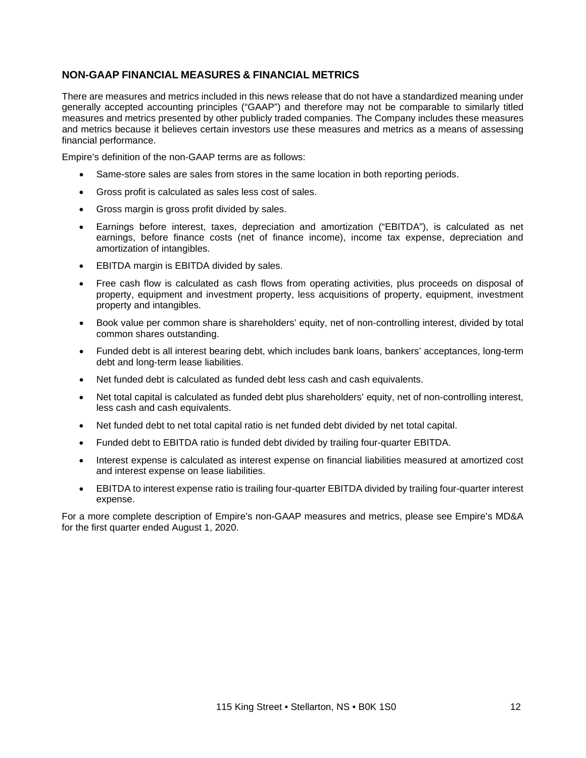## NON-GAAP FINANCIAL MEASURES & FINANCIAL METRICS

There are measures and metrics included in this news release that do not have a standardized meaning under generally accepted accounting principles ("GAAP") and therefore may not be comparable to similarly titled measures and metrics presented by other publicly traded companies. The Company includes these measures and metrics because it believes certain investors use these measures and metrics as a means of assessing financial performance.

Empire's definition of the non-GAAP terms are as follows:

- Same-store sales are sales from stores in the same location in both reporting periods.
- Gross profit is calculated as sales less cost of sales.
- Gross margin is gross profit divided by sales.
- Earnings before interest, taxes, depreciation and amortization ("EBITDA"), is calculated as net earnings, before finance costs (net of finance income), income tax expense, depreciation and amortization of intangibles.
- EBITDA margin is EBITDA divided by sales.
- Free cash flow is calculated as cash flows from operating activities, plus proceeds on disposal of property, equipment and investment property, less acquisitions of property, equipment, investment property and intangibles.
- Book value per common share is shareholders' equity, net of non-controlling interest, divided by total common shares outstanding.
- Funded debt is all interest bearing debt, which includes bank loans, bankers' acceptances, long-term debt and long-term lease liabilities.
- Net funded debt is calculated as funded debt less cash and cash equivalents.
- Net total capital is calculated as funded debt plus shareholders' equity, net of non-controlling interest, less cash and cash equivalents.
- Net funded debt to net total capital ratio is net funded debt divided by net total capital.
- Funded debt to EBITDA ratio is funded debt divided by trailing four-quarter EBITDA.
- Interest expense is calculated as interest expense on financial liabilities measured at amortized cost and interest expense on lease liabilities.
- EBITDA to interest expense ratio is trailing four-quarter EBITDA divided by trailing four-quarter interest expense.

For a more complete description of Empire's non-GAAP measures and metrics, please see Empire's MD&A for the first quarter ended August 1, 2020.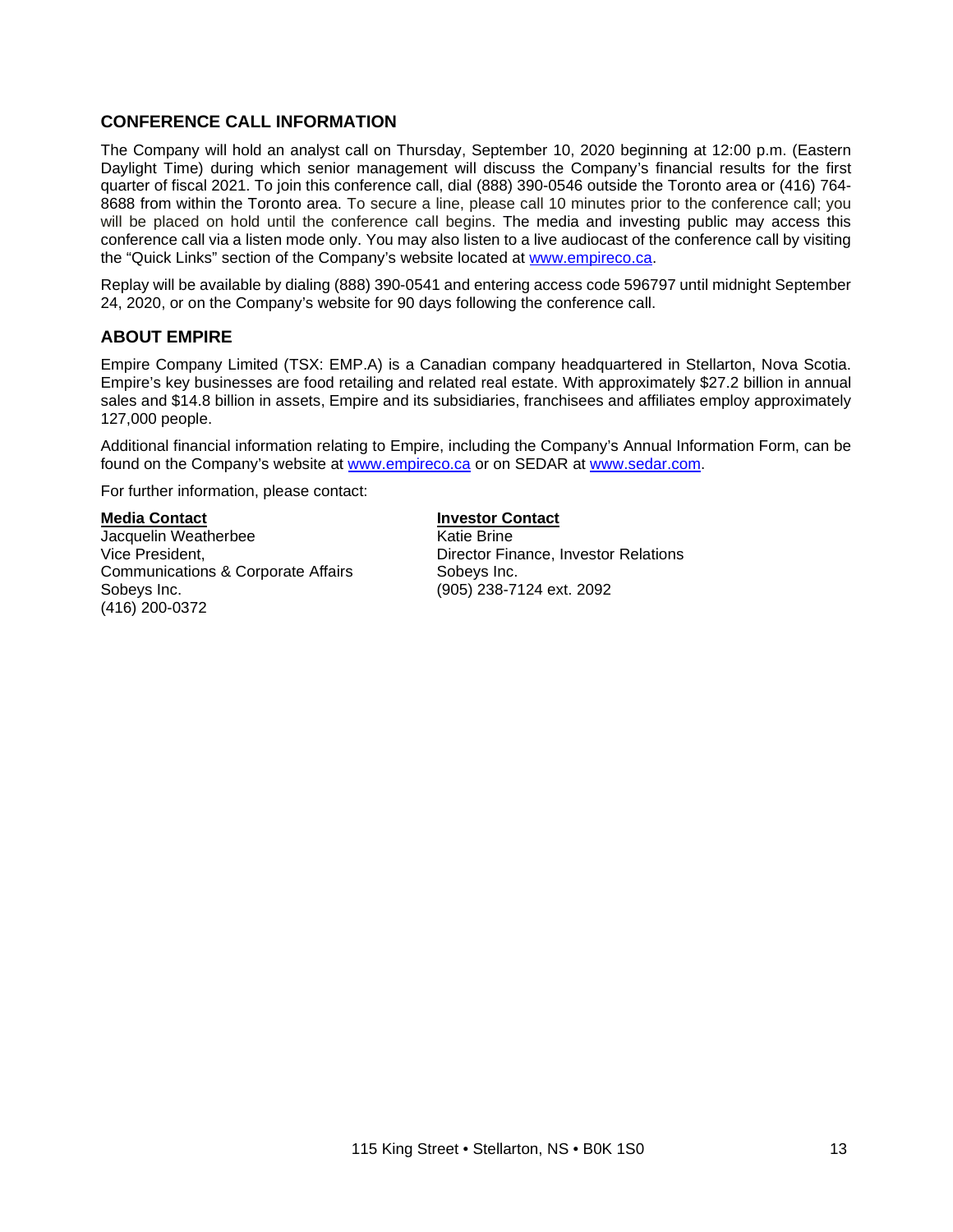## CONFERENCE CALL INFORMATION

The Company will hold an analyst call on Thursday, September 10, 2020 beginning at 12:00 p.m. (Eastern Daylight Time) during which senior management will discuss the Company's financial results for the first quarter of fiscal 2021. To join this conference call, dial (888) 390-0546 outside the Toronto area or (416) 764-8688 from within the Toronto area. To secure a line, please call 10 minutes prior to the conference call; you will be placed on hold until the conference call begins. The media and investing public may access this conference call via a listen mode only. You may also listen to a live audiocast of the conference call by visiting the "Quick Links" section of the Company's website located at www.empireco.ca.

Replay will be available by dialing (888) 390-0541 and entering access code 596797 until midnight September 24, 2020, or on the Company's website for 90 days following the conference call.

## ABOUT EMPIRE

Empire Company Limited (TSX: EMP.A) is a Canadian company headquartered in Stellarton, Nova Scotia. Empire's key businesses are food retailing and related real estate. With approximately $27.2 billion in annual sales and $14.8 billion in assets, Empire and its subsidiaries, franchisees and affiliates employ approximately 127,000 people.

Additional financial information relating to Empire, including the Company's Annual Information Form, can be found on the Company's website at www.empireco.ca or on SEDAR at www.sedar.com.

For further information, please contact:

**Media Contact**
Jacquelin Weatherbee
Vice President,
Communications & Corporate Affairs
Sobeys Inc.
(416) 200-0372

**Investor Contact**
Katie Brine
Director Finance, Investor Relations
Sobeys Inc.
(905) 238-7124 ext. 2092